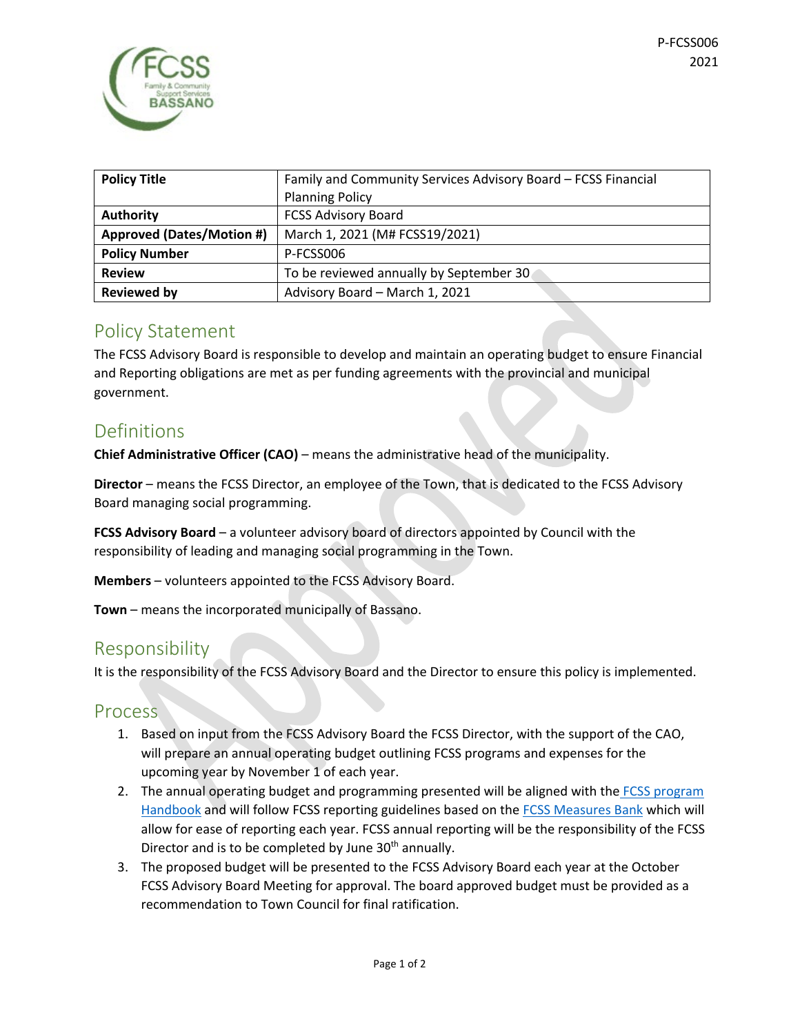P-FCSS006
2021

| Policy Title | Family and Community Services Advisory Board – FCSS Financial Planning Policy |
|---|---|
| Authority | FCSS Advisory Board |
| Approved (Dates/Motion #) | March 1, 2021 (M# FCSS19/2021) |
| Policy Number | P-FCSS006 |
| Review | To be reviewed annually by September 30 |
| Reviewed by | Advisory Board – March 1, 2021 |

## Policy Statement

The FCSS Advisory Board is responsible to develop and maintain an operating budget to ensure Financial and Reporting obligations are met as per funding agreements with the provincial and municipal government.

## Definitions

**Chief Administrative Officer (CAO)** – means the administrative head of the municipality.

**Director** – means the FCSS Director, an employee of the Town, that is dedicated to the FCSS Advisory Board managing social programming.

**FCSS Advisory Board** – a volunteer advisory board of directors appointed by Council with the responsibility of leading and managing social programming in the Town.

**Members** – volunteers appointed to the FCSS Advisory Board.

**Town** – means the incorporated municipally of Bassano.

## Responsibility

It is the responsibility of the FCSS Advisory Board and the Director to ensure this policy is implemented.

## Process

1. Based on input from the FCSS Advisory Board the FCSS Director, with the support of the CAO, will prepare an annual operating budget outlining FCSS programs and expenses for the upcoming year by November 1 of each year.
2. The annual operating budget and programming presented will be aligned with the FCSS program Handbook and will follow FCSS reporting guidelines based on the FCSS Measures Bank which will allow for ease of reporting each year. FCSS annual reporting will be the responsibility of the FCSS Director and is to be completed by June 30th annually.
3. The proposed budget will be presented to the FCSS Advisory Board each year at the October FCSS Advisory Board Meeting for approval. The board approved budget must be provided as a recommendation to Town Council for final ratification.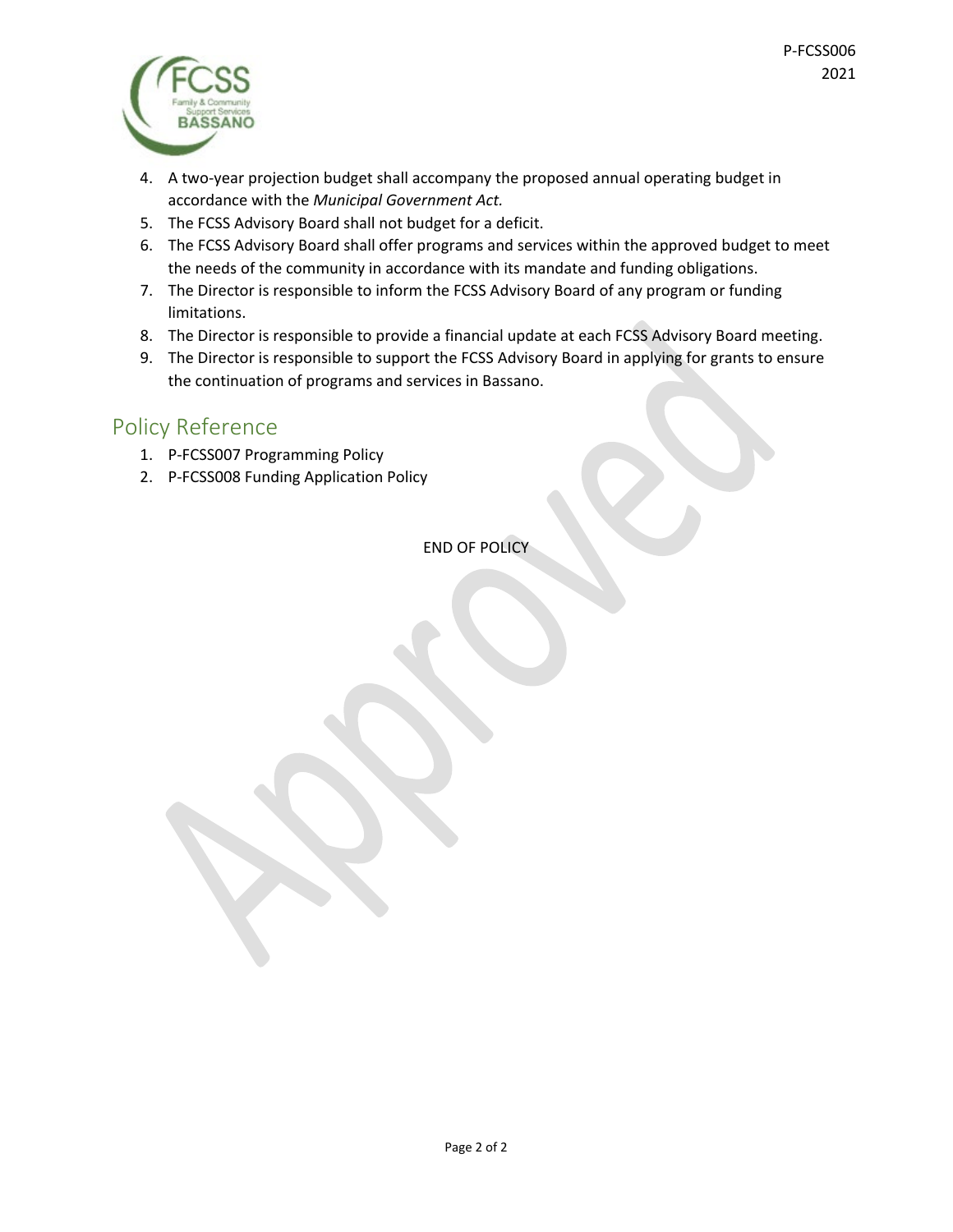4. A two-year projection budget shall accompany the proposed annual operating budget in accordance with the *Municipal Government Act.*
5. The FCSS Advisory Board shall not budget for a deficit.
6. The FCSS Advisory Board shall offer programs and services within the approved budget to meet the needs of the community in accordance with its mandate and funding obligations.
7. The Director is responsible to inform the FCSS Advisory Board of any program or funding limitations.
8. The Director is responsible to provide a financial update at each FCSS Advisory Board meeting.
9. The Director is responsible to support the FCSS Advisory Board in applying for grants to ensure the continuation of programs and services in Bassano.

## Policy Reference

1. P-FCSS007 Programming Policy
2. P-FCSS008 Funding Application Policy

END OF POLICY